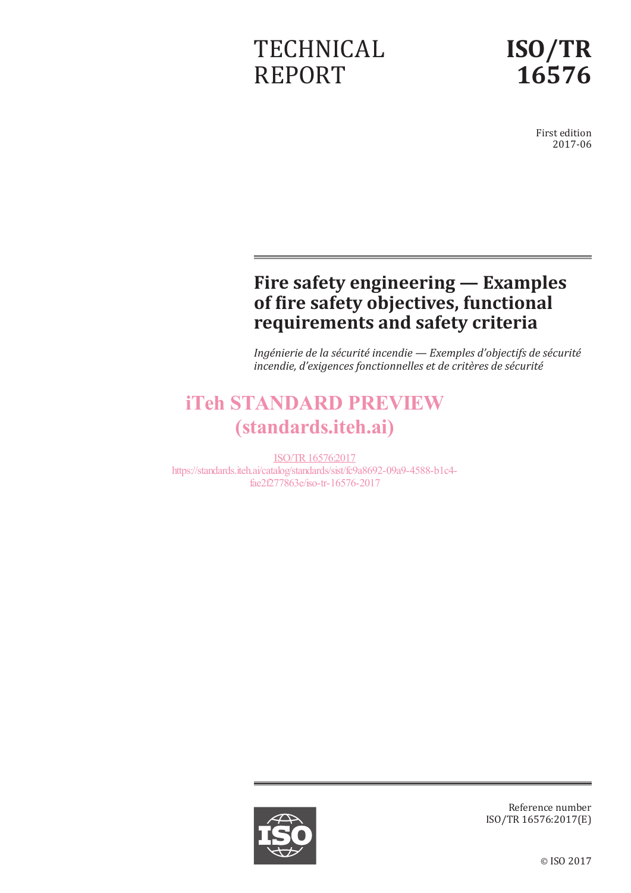TECHNICAL REPORT

# ISO/TR 16576

First edition
2017-06

# Fire safety engineering — Examples of fire safety objectives, functional requirements and safety criteria

*Ingénierie de la sécurité incendie — Exemples d'objectifs de sécurité incendie, d'exigences fonctionnelles et de critères de sécurité*

iTeh STANDARD PREVIEW
(standards.iteh.ai)

ISO/TR 16576:2017
https://standards.iteh.ai/catalog/standards/sist/fc9a8692-09a9-4588-b1c4-fae2f277863e/iso-tr-16576-2017

Reference number
ISO/TR 16576:2017(E)

© ISO 2017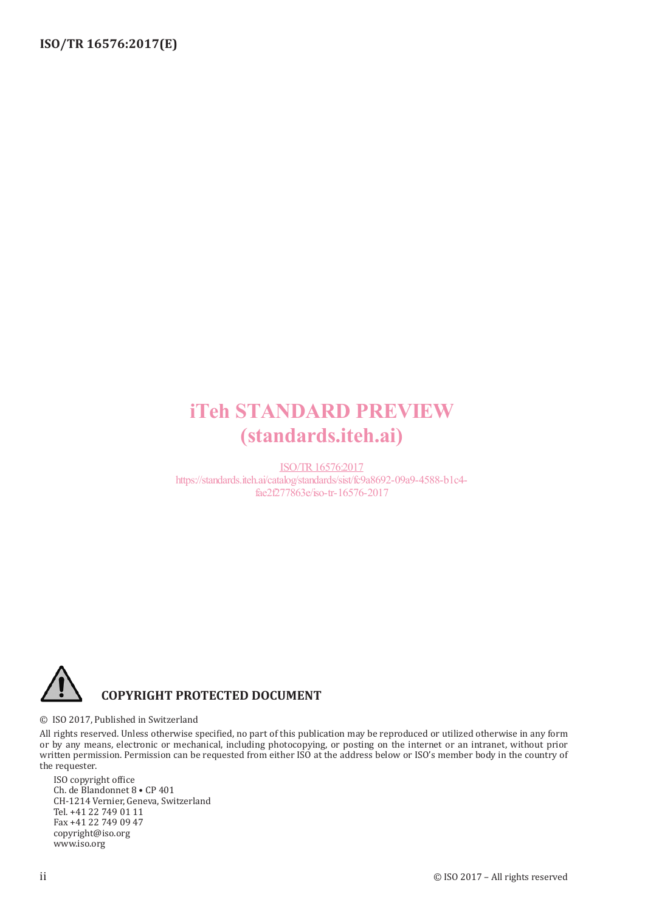iTeh STANDARD PREVIEW
(standards.iteh.ai)

ISO/TR 16576:2017
https://standards.iteh.ai/catalog/standards/sist/fc9a8692-09a9-4588-b1c4-fae2f277863e/iso-tr-16576-2017

**COPYRIGHT PROTECTED DOCUMENT**

© ISO 2017, Published in Switzerland

All rights reserved. Unless otherwise specified, no part of this publication may be reproduced or utilized otherwise in any form or by any means, electronic or mechanical, including photocopying, or posting on the internet or an intranet, without prior written permission. Permission can be requested from either ISO at the address below or ISO's member body in the country of the requester.

ISO copyright office
Ch. de Blandonnet 8 • CP 401
CH-1214 Vernier, Geneva, Switzerland
Tel. +41 22 749 01 11
Fax +41 22 749 09 47
copyright@iso.org
www.iso.org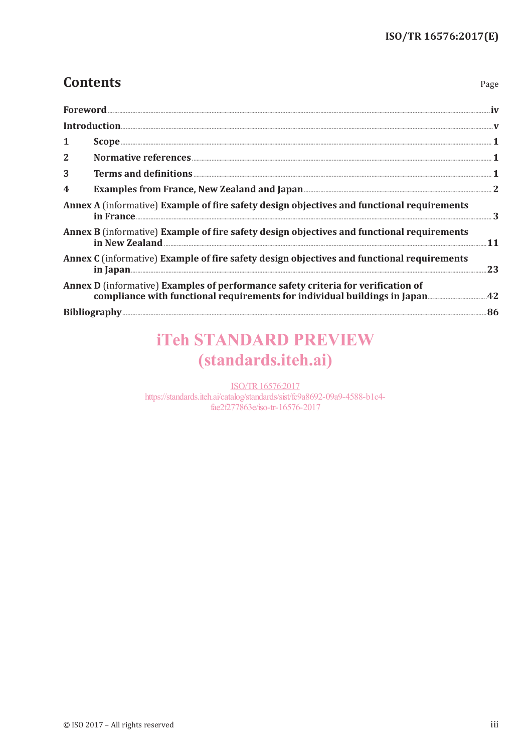# Contents

Page

**Foreword** ..... iv

**Introduction** ..... v

**1 Scope** ..... 1

**2 Normative references** ..... 1

**3 Terms and definitions** ..... 1

**4 Examples from France, New Zealand and Japan** ..... 2

**Annex A** (informative) **Example of fire safety design objectives and functional requirements in France** ..... 3

**Annex B** (informative) **Example of fire safety design objectives and functional requirements in New Zealand** ..... 11

**Annex C** (informative) **Example of fire safety design objectives and functional requirements in Japan** ..... 23

**Annex D** (informative) **Examples of performance safety criteria for verification of compliance with functional requirements for individual buildings in Japan** ..... 42

**Bibliography** ..... 86

iTeh STANDARD PREVIEW
(standards.iteh.ai)

ISO/TR 16576:2017
https://standards.iteh.ai/catalog/standards/sist/fc9a8692-09a9-4588-b1c4-fae2f277863e/iso-tr-16576-2017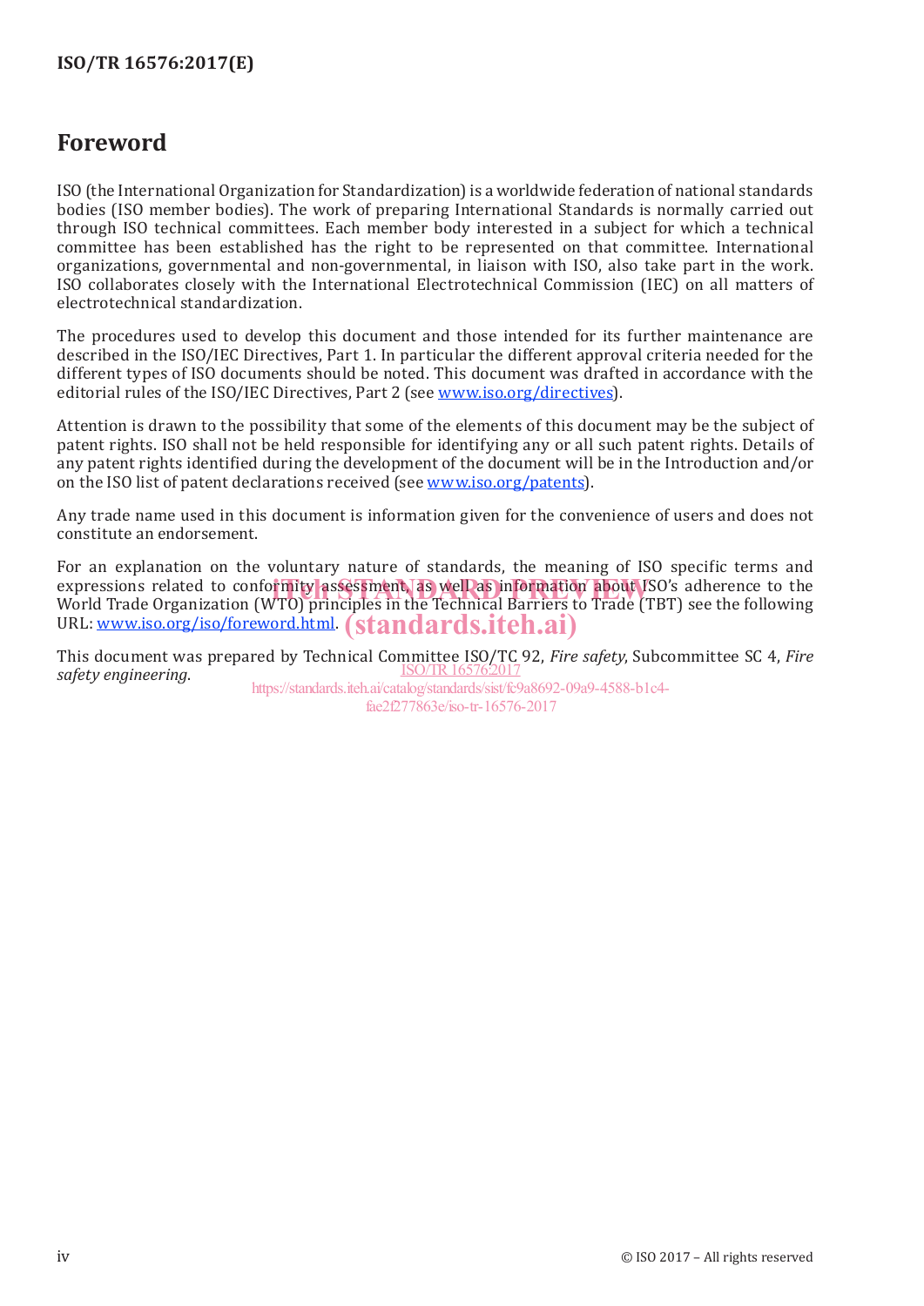# Foreword

ISO (the International Organization for Standardization) is a worldwide federation of national standards bodies (ISO member bodies). The work of preparing International Standards is normally carried out through ISO technical committees. Each member body interested in a subject for which a technical committee has been established has the right to be represented on that committee. International organizations, governmental and non-governmental, in liaison with ISO, also take part in the work. ISO collaborates closely with the International Electrotechnical Commission (IEC) on all matters of electrotechnical standardization.

The procedures used to develop this document and those intended for its further maintenance are described in the ISO/IEC Directives, Part 1. In particular the different approval criteria needed for the different types of ISO documents should be noted. This document was drafted in accordance with the editorial rules of the ISO/IEC Directives, Part 2 (see www.iso.org/directives).

Attention is drawn to the possibility that some of the elements of this document may be the subject of patent rights. ISO shall not be held responsible for identifying any or all such patent rights. Details of any patent rights identified during the development of the document will be in the Introduction and/or on the ISO list of patent declarations received (see www.iso.org/patents).

Any trade name used in this document is information given for the convenience of users and does not constitute an endorsement.

For an explanation on the voluntary nature of standards, the meaning of ISO specific terms and expressions related to conformity assessment, as well as information about ISO's adherence to the World Trade Organization (WTO) principles in the Technical Barriers to Trade (TBT) see the following URL: www.iso.org/iso/foreword.html.

This document was prepared by Technical Committee ISO/TC 92, *Fire safety*, Subcommittee SC 4, *Fire safety engineering*.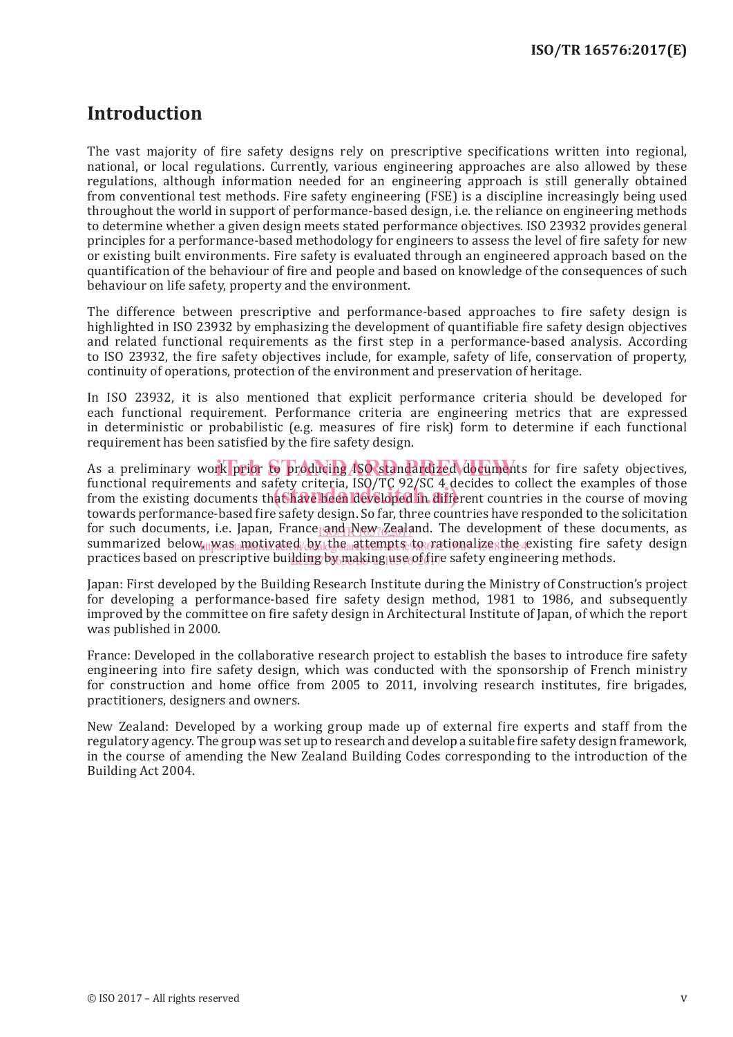# Introduction

The vast majority of fire safety designs rely on prescriptive specifications written into regional, national, or local regulations. Currently, various engineering approaches are also allowed by these regulations, although information needed for an engineering approach is still generally obtained from conventional test methods. Fire safety engineering (FSE) is a discipline increasingly being used throughout the world in support of performance-based design, i.e. the reliance on engineering methods to determine whether a given design meets stated performance objectives. ISO 23932 provides general principles for a performance-based methodology for engineers to assess the level of fire safety for new or existing built environments. Fire safety is evaluated through an engineered approach based on the quantification of the behaviour of fire and people and based on knowledge of the consequences of such behaviour on life safety, property and the environment.

The difference between prescriptive and performance-based approaches to fire safety design is highlighted in ISO 23932 by emphasizing the development of quantifiable fire safety design objectives and related functional requirements as the first step in a performance-based analysis. According to ISO 23932, the fire safety objectives include, for example, safety of life, conservation of property, continuity of operations, protection of the environment and preservation of heritage.

In ISO 23932, it is also mentioned that explicit performance criteria should be developed for each functional requirement. Performance criteria are engineering metrics that are expressed in deterministic or probabilistic (e.g. measures of fire risk) form to determine if each functional requirement has been satisfied by the fire safety design.

As a preliminary work prior to producing ISO standardized documents for fire safety objectives, functional requirements and safety criteria, ISO/TC 92/SC 4 decides to collect the examples of those from the existing documents that have been developed in different countries in the course of moving towards performance-based fire safety design. So far, three countries have responded to the solicitation for such documents, i.e. Japan, France and New Zealand. The development of these documents, as summarized below, was motivated by the attempts to rationalize the existing fire safety design practices based on prescriptive building by making use of fire safety engineering methods.

Japan: First developed by the Building Research Institute during the Ministry of Construction's project for developing a performance-based fire safety design method, 1981 to 1986, and subsequently improved by the committee on fire safety design in Architectural Institute of Japan, of which the report was published in 2000.

France: Developed in the collaborative research project to establish the bases to introduce fire safety engineering into fire safety design, which was conducted with the sponsorship of French ministry for construction and home office from 2005 to 2011, involving research institutes, fire brigades, practitioners, designers and owners.

New Zealand: Developed by a working group made up of external fire experts and staff from the regulatory agency. The group was set up to research and develop a suitable fire safety design framework, in the course of amending the New Zealand Building Codes corresponding to the introduction of the Building Act 2004.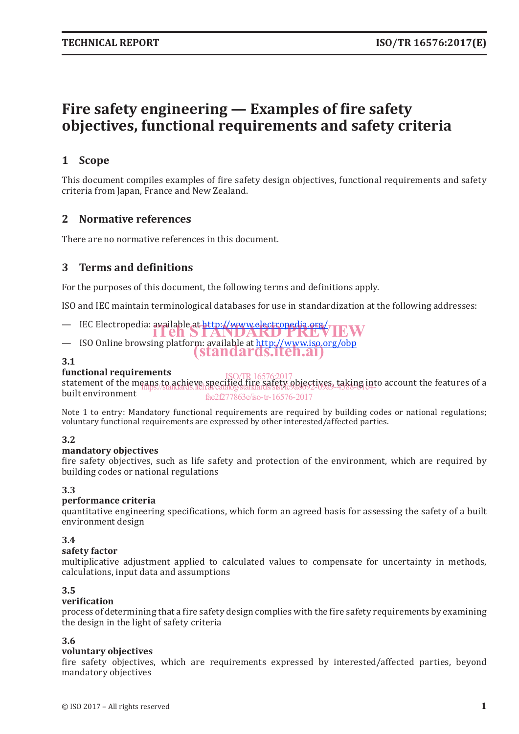# Fire safety engineering — Examples of fire safety objectives, functional requirements and safety criteria

## 1 Scope

This document compiles examples of fire safety design objectives, functional requirements and safety criteria from Japan, France and New Zealand.

## 2 Normative references

There are no normative references in this document.

## 3 Terms and definitions

For the purposes of this document, the following terms and definitions apply.

ISO and IEC maintain terminological databases for use in standardization at the following addresses:

— IEC Electropedia: available at http://www.electropedia.org/

— ISO Online browsing platform: available at http://www.iso.org/obp

**3.1**
**functional requirements**
statement of the means to achieve specified fire safety objectives, taking into account the features of a built environment

Note 1 to entry: Mandatory functional requirements are required by building codes or national regulations; voluntary functional requirements are expressed by other interested/affected parties.

**3.2**
**mandatory objectives**
fire safety objectives, such as life safety and protection of the environment, which are required by building codes or national regulations

**3.3**
**performance criteria**
quantitative engineering specifications, which form an agreed basis for assessing the safety of a built environment design

**3.4**
**safety factor**
multiplicative adjustment applied to calculated values to compensate for uncertainty in methods, calculations, input data and assumptions

**3.5**
**verification**
process of determining that a fire safety design complies with the fire safety requirements by examining the design in the light of safety criteria

**3.6**
**voluntary objectives**
fire safety objectives, which are requirements expressed by interested/affected parties, beyond mandatory objectives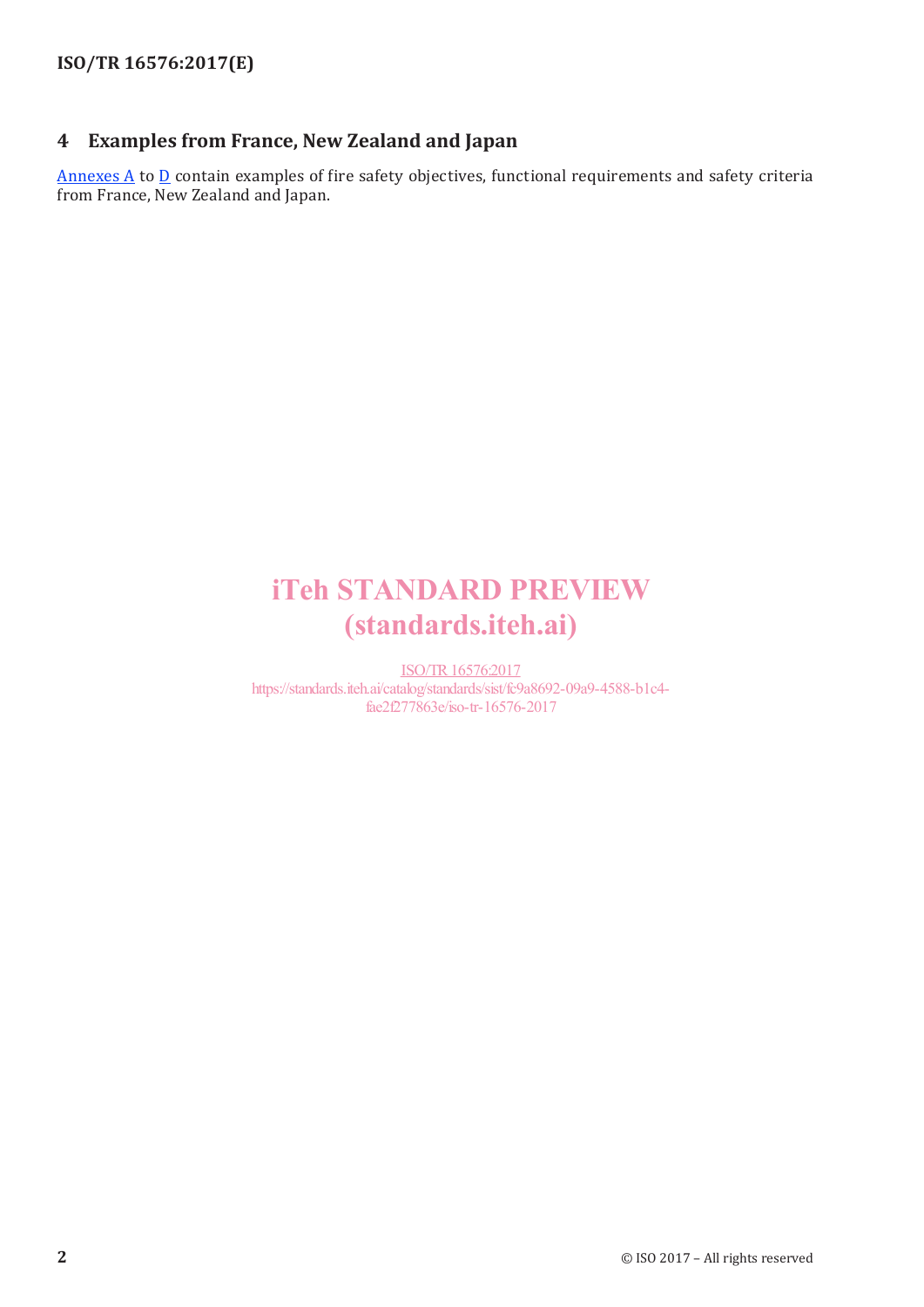## 4 Examples from France, New Zealand and Japan

Annexes A to D contain examples of fire safety objectives, functional requirements and safety criteria from France, New Zealand and Japan.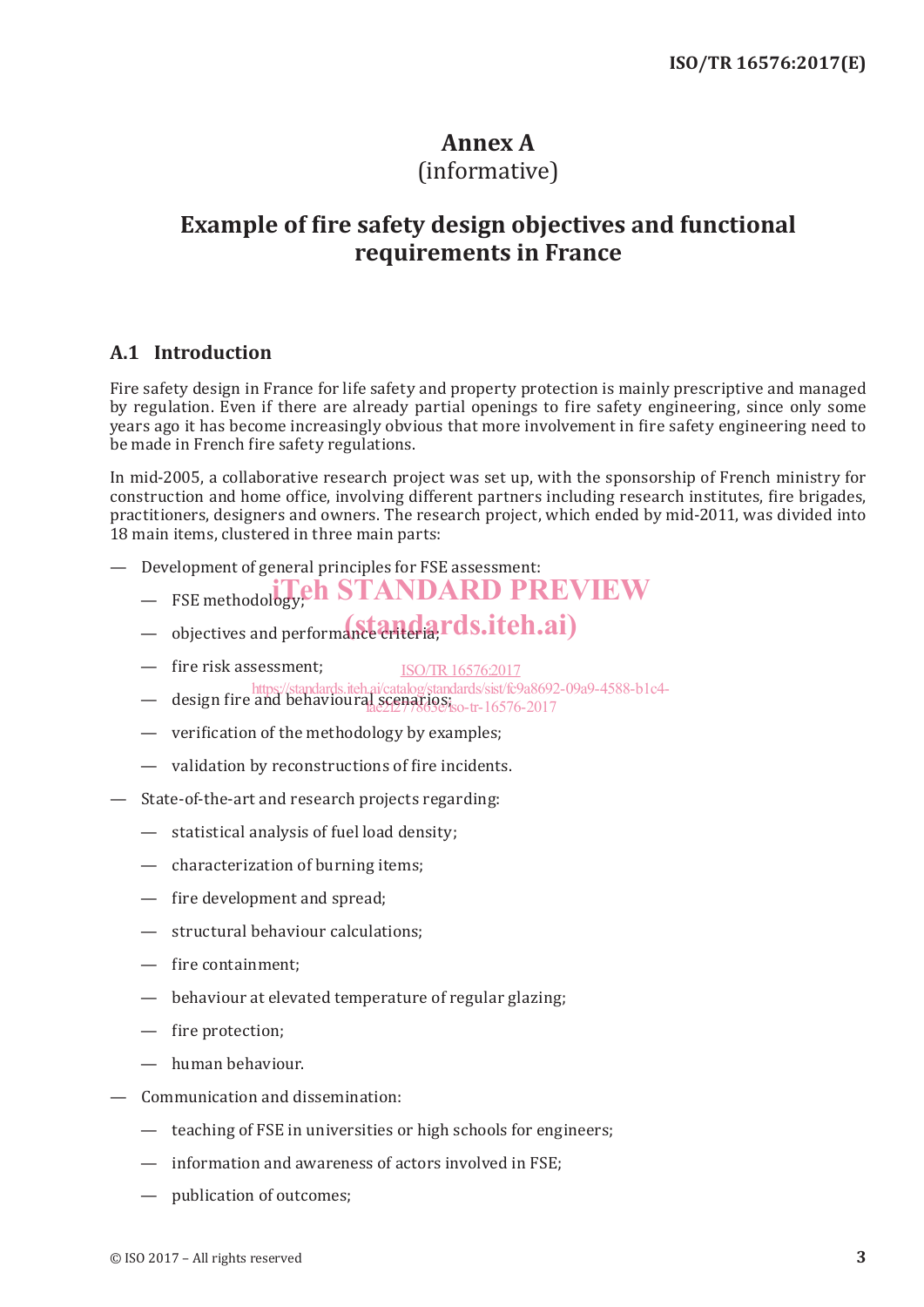# Annex A
(informative)

# Example of fire safety design objectives and functional requirements in France

## A.1 Introduction

Fire safety design in France for life safety and property protection is mainly prescriptive and managed by regulation. Even if there are already partial openings to fire safety engineering, since only some years ago it has become increasingly obvious that more involvement in fire safety engineering need to be made in French fire safety regulations.

In mid-2005, a collaborative research project was set up, with the sponsorship of French ministry for construction and home office, involving different partners including research institutes, fire brigades, practitioners, designers and owners. The research project, which ended by mid-2011, was divided into 18 main items, clustered in three main parts:

- Development of general principles for FSE assessment:
  - FSE methodology;
  - objectives and performance criteria;
  - fire risk assessment;
  - design fire and behavioural scenarios;
  - verification of the methodology by examples;
  - validation by reconstructions of fire incidents.
- State-of-the-art and research projects regarding:
  - statistical analysis of fuel load density;
  - characterization of burning items;
  - fire development and spread;
  - structural behaviour calculations;
  - fire containment;
  - behaviour at elevated temperature of regular glazing;
  - fire protection;
  - human behaviour.
- Communication and dissemination:
  - teaching of FSE in universities or high schools for engineers;
  - information and awareness of actors involved in FSE;
  - publication of outcomes;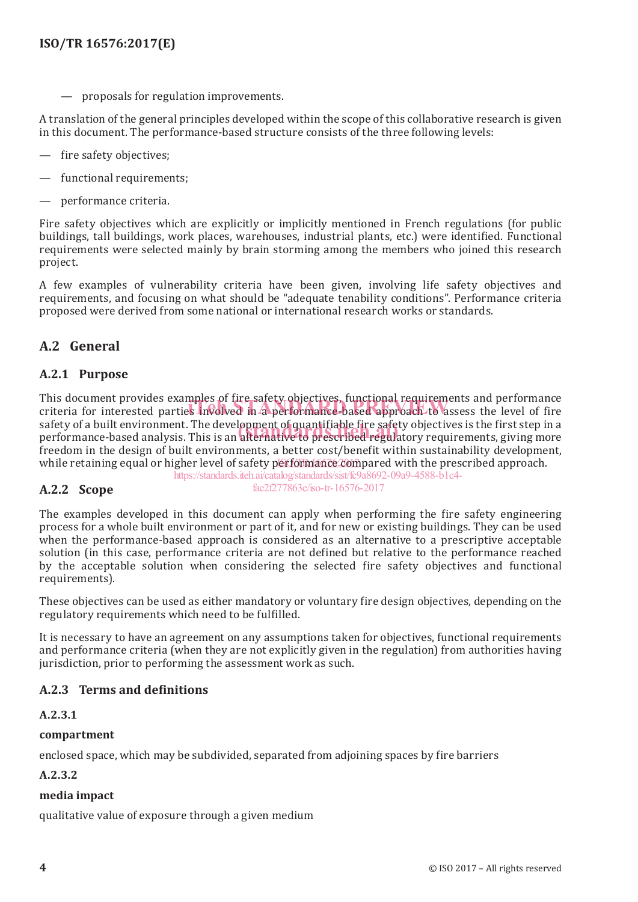— proposals for regulation improvements.

A translation of the general principles developed within the scope of this collaborative research is given in this document. The performance-based structure consists of the three following levels:

— fire safety objectives;

— functional requirements;

— performance criteria.

Fire safety objectives which are explicitly or implicitly mentioned in French regulations (for public buildings, tall buildings, work places, warehouses, industrial plants, etc.) were identified. Functional requirements were selected mainly by brain storming among the members who joined this research project.

A few examples of vulnerability criteria have been given, involving life safety objectives and requirements, and focusing on what should be "adequate tenability conditions". Performance criteria proposed were derived from some national or international research works or standards.

## A.2 General

### A.2.1 Purpose

This document provides examples of fire safety objectives, functional requirements and performance criteria for interested parties involved in a performance-based approach to assess the level of fire safety of a built environment. The development of quantifiable fire safety objectives is the first step in a performance-based analysis. This is an alternative to prescribed regulatory requirements, giving more freedom in the design of built environments, a better cost/benefit within sustainability development, while retaining equal or higher level of safety performance compared with the prescribed approach.

### A.2.2 Scope

The examples developed in this document can apply when performing the fire safety engineering process for a whole built environment or part of it, and for new or existing buildings. They can be used when the performance-based approach is considered as an alternative to a prescriptive acceptable solution (in this case, performance criteria are not defined but relative to the performance reached by the acceptable solution when considering the selected fire safety objectives and functional requirements).

These objectives can be used as either mandatory or voluntary fire design objectives, depending on the regulatory requirements which need to be fulfilled.

It is necessary to have an agreement on any assumptions taken for objectives, functional requirements and performance criteria (when they are not explicitly given in the regulation) from authorities having jurisdiction, prior to performing the assessment work as such.

### A.2.3 Terms and definitions

**A.2.3.1**

**compartment**

enclosed space, which may be subdivided, separated from adjoining spaces by fire barriers

**A.2.3.2**

**media impact**

qualitative value of exposure through a given medium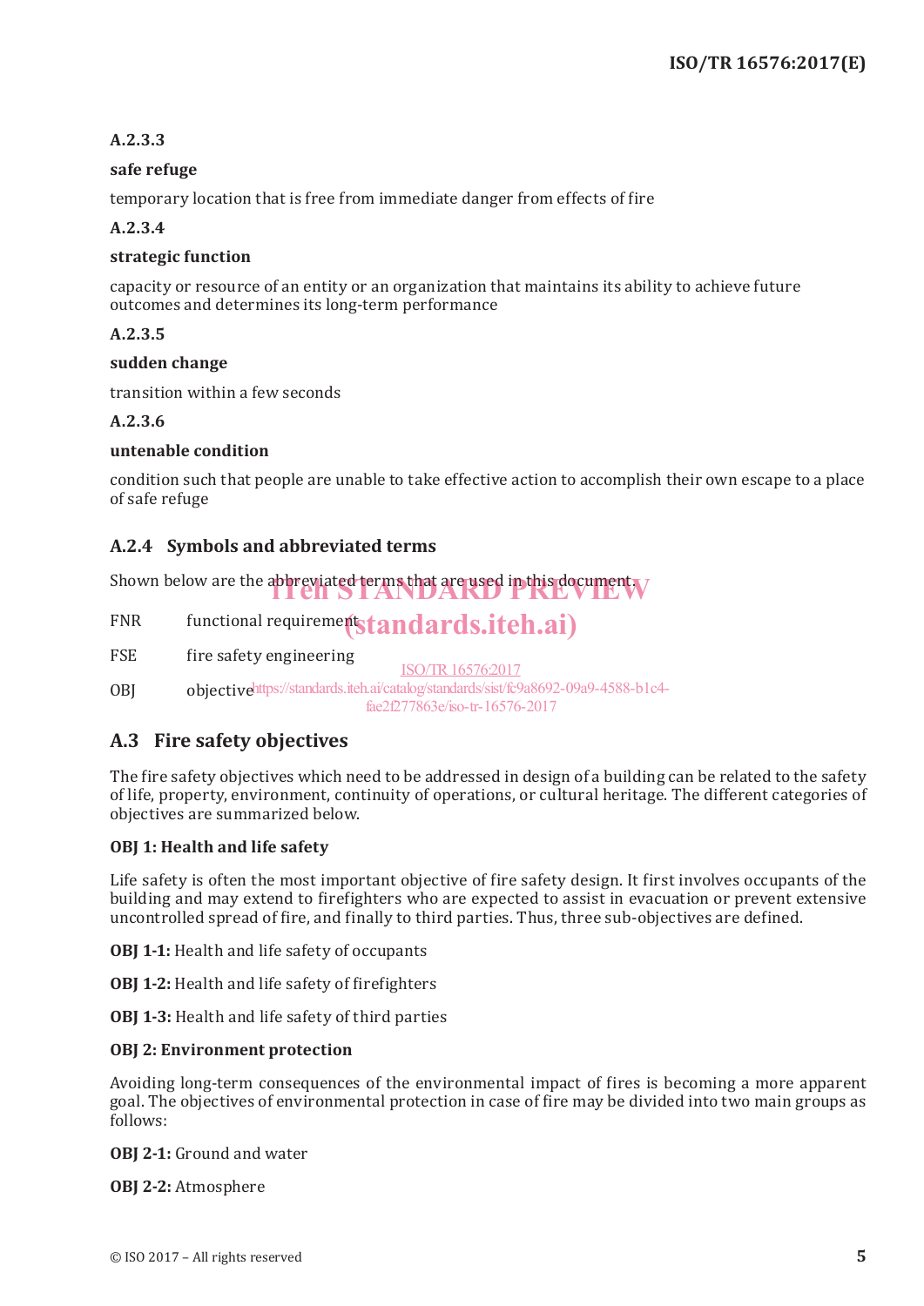**A.2.3.3**

**safe refuge**

temporary location that is free from immediate danger from effects of fire

**A.2.3.4**

**strategic function**

capacity or resource of an entity or an organization that maintains its ability to achieve future outcomes and determines its long-term performance

**A.2.3.5**

**sudden change**

transition within a few seconds

**A.2.3.6**

**untenable condition**

condition such that people are unable to take effective action to accomplish their own escape to a place of safe refuge

### A.2.4 Symbols and abbreviated terms

Shown below are the abbreviated terms that are used in this document.

FNR functional requirement

FSE fire safety engineering

OBJ objective

## A.3 Fire safety objectives

The fire safety objectives which need to be addressed in design of a building can be related to the safety of life, property, environment, continuity of operations, or cultural heritage. The different categories of objectives are summarized below.

**OBJ 1: Health and life safety**

Life safety is often the most important objective of fire safety design. It first involves occupants of the building and may extend to firefighters who are expected to assist in evacuation or prevent extensive uncontrolled spread of fire, and finally to third parties. Thus, three sub-objectives are defined.

**OBJ 1-1:** Health and life safety of occupants

**OBJ 1-2:** Health and life safety of firefighters

**OBJ 1-3:** Health and life safety of third parties

**OBJ 2: Environment protection**

Avoiding long-term consequences of the environmental impact of fires is becoming a more apparent goal. The objectives of environmental protection in case of fire may be divided into two main groups as follows:

**OBJ 2-1:** Ground and water

**OBJ 2-2:** Atmosphere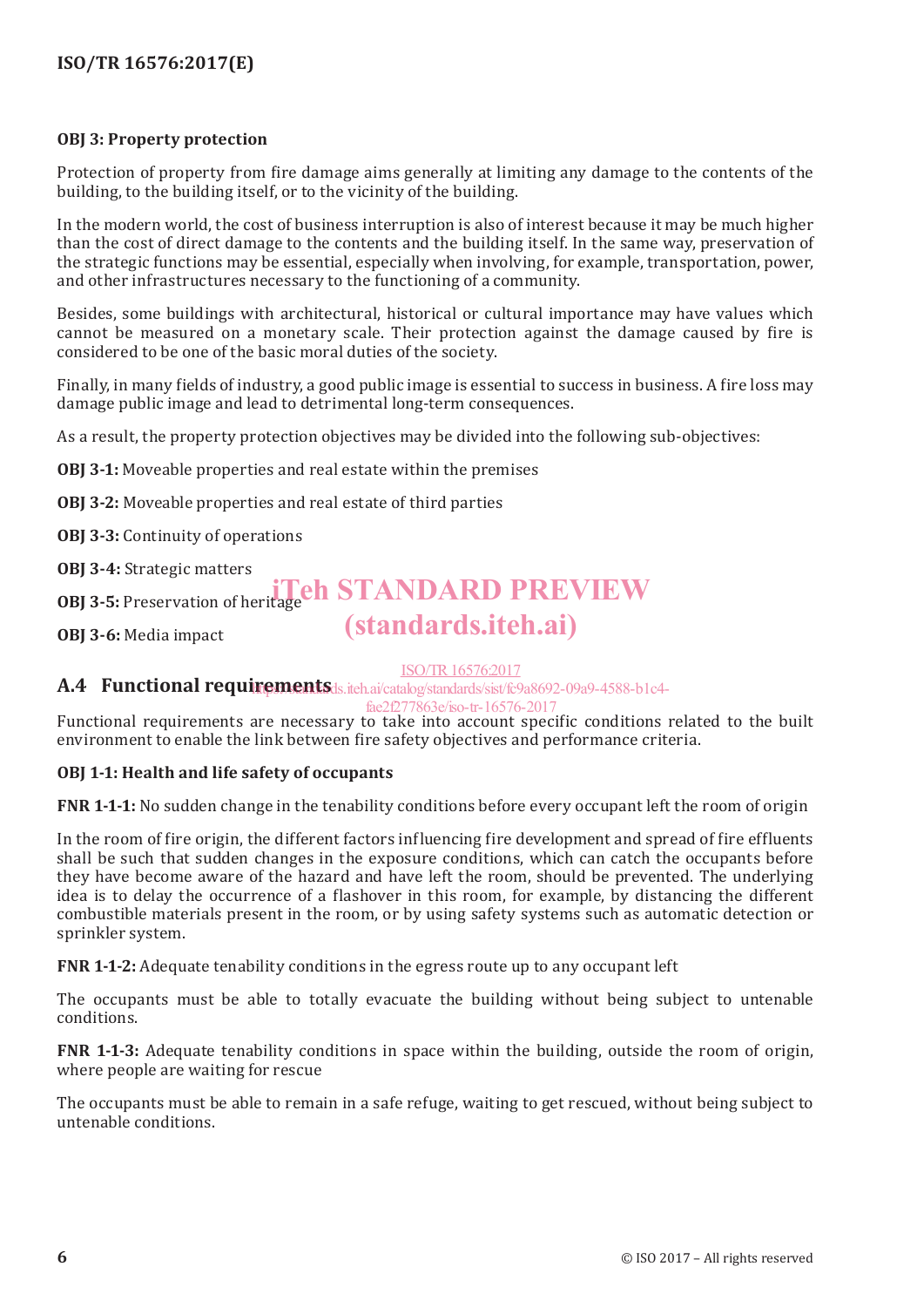**OBJ 3: Property protection**

Protection of property from fire damage aims generally at limiting any damage to the contents of the building, to the building itself, or to the vicinity of the building.

In the modern world, the cost of business interruption is also of interest because it may be much higher than the cost of direct damage to the contents and the building itself. In the same way, preservation of the strategic functions may be essential, especially when involving, for example, transportation, power, and other infrastructures necessary to the functioning of a community.

Besides, some buildings with architectural, historical or cultural importance may have values which cannot be measured on a monetary scale. Their protection against the damage caused by fire is considered to be one of the basic moral duties of the society.

Finally, in many fields of industry, a good public image is essential to success in business. A fire loss may damage public image and lead to detrimental long-term consequences.

As a result, the property protection objectives may be divided into the following sub-objectives:

**OBJ 3-1:** Moveable properties and real estate within the premises

**OBJ 3-2:** Moveable properties and real estate of third parties

**OBJ 3-3:** Continuity of operations

**OBJ 3-4:** Strategic matters

**OBJ 3-5:** Preservation of heritage

**OBJ 3-6:** Media impact

## A.4 Functional requirements

Functional requirements are necessary to take into account specific conditions related to the built environment to enable the link between fire safety objectives and performance criteria.

**OBJ 1-1: Health and life safety of occupants**

**FNR 1-1-1:** No sudden change in the tenability conditions before every occupant left the room of origin

In the room of fire origin, the different factors influencing fire development and spread of fire effluents shall be such that sudden changes in the exposure conditions, which can catch the occupants before they have become aware of the hazard and have left the room, should be prevented. The underlying idea is to delay the occurrence of a flashover in this room, for example, by distancing the different combustible materials present in the room, or by using safety systems such as automatic detection or sprinkler system.

**FNR 1-1-2:** Adequate tenability conditions in the egress route up to any occupant left

The occupants must be able to totally evacuate the building without being subject to untenable conditions.

**FNR 1-1-3:** Adequate tenability conditions in space within the building, outside the room of origin, where people are waiting for rescue

The occupants must be able to remain in a safe refuge, waiting to get rescued, without being subject to untenable conditions.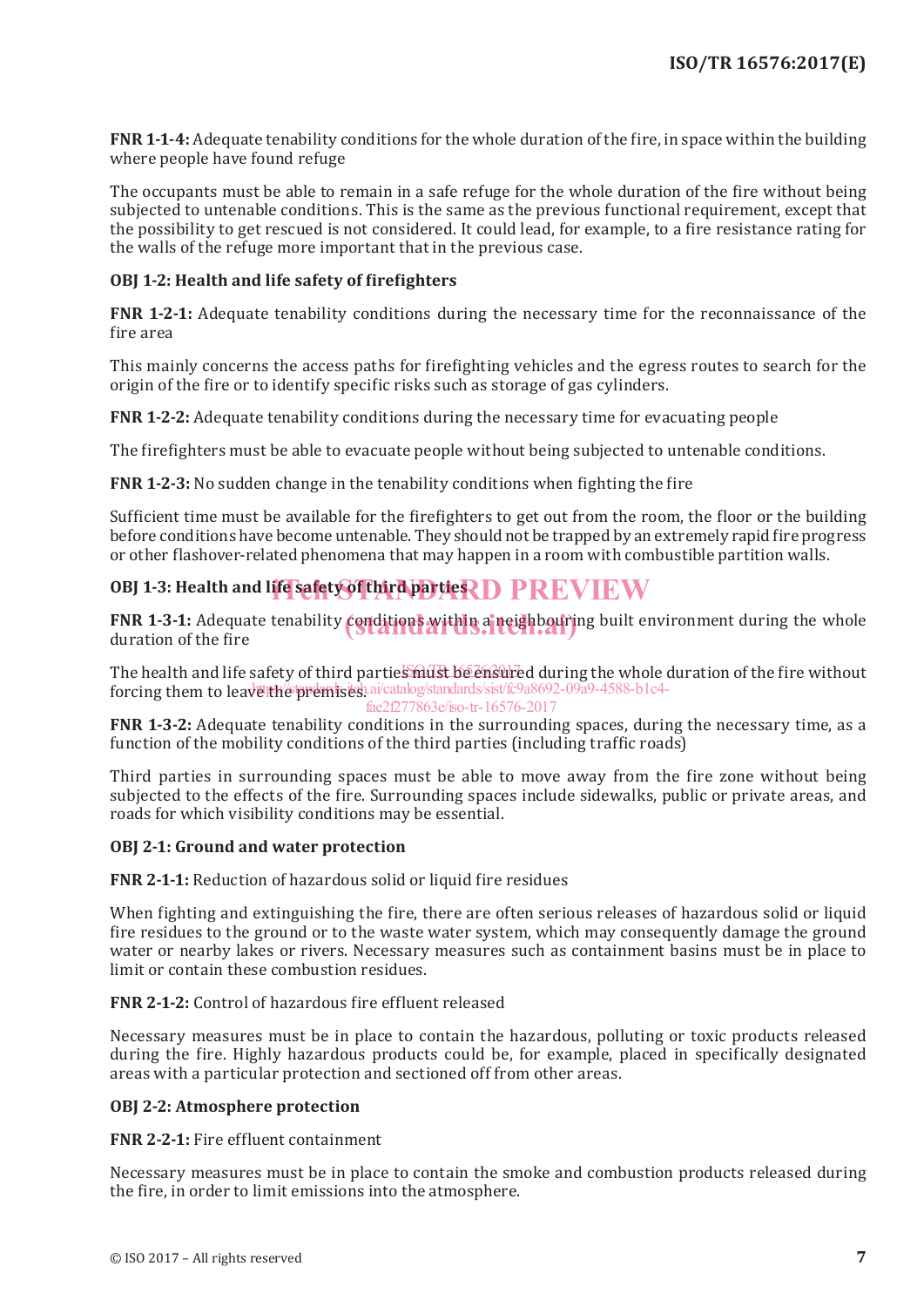**FNR 1-1-4:** Adequate tenability conditions for the whole duration of the fire, in space within the building where people have found refuge

The occupants must be able to remain in a safe refuge for the whole duration of the fire without being subjected to untenable conditions. This is the same as the previous functional requirement, except that the possibility to get rescued is not considered. It could lead, for example, to a fire resistance rating for the walls of the refuge more important that in the previous case.

**OBJ 1-2: Health and life safety of firefighters**

**FNR 1-2-1:** Adequate tenability conditions during the necessary time for the reconnaissance of the fire area

This mainly concerns the access paths for firefighting vehicles and the egress routes to search for the origin of the fire or to identify specific risks such as storage of gas cylinders.

**FNR 1-2-2:** Adequate tenability conditions during the necessary time for evacuating people

The firefighters must be able to evacuate people without being subjected to untenable conditions.

**FNR 1-2-3:** No sudden change in the tenability conditions when fighting the fire

Sufficient time must be available for the firefighters to get out from the room, the floor or the building before conditions have become untenable. They should not be trapped by an extremely rapid fire progress or other flashover-related phenomena that may happen in a room with combustible partition walls.

**OBJ 1-3: Health and life safety of third parties**

**FNR 1-3-1:** Adequate tenability conditions within a neighbouring built environment during the whole duration of the fire

The health and life safety of third parties must be ensured during the whole duration of the fire without forcing them to leave the premises.

**FNR 1-3-2:** Adequate tenability conditions in the surrounding spaces, during the necessary time, as a function of the mobility conditions of the third parties (including traffic roads)

Third parties in surrounding spaces must be able to move away from the fire zone without being subjected to the effects of the fire. Surrounding spaces include sidewalks, public or private areas, and roads for which visibility conditions may be essential.

**OBJ 2-1: Ground and water protection**

**FNR 2-1-1:** Reduction of hazardous solid or liquid fire residues

When fighting and extinguishing the fire, there are often serious releases of hazardous solid or liquid fire residues to the ground or to the waste water system, which may consequently damage the ground water or nearby lakes or rivers. Necessary measures such as containment basins must be in place to limit or contain these combustion residues.

**FNR 2-1-2:** Control of hazardous fire effluent released

Necessary measures must be in place to contain the hazardous, polluting or toxic products released during the fire. Highly hazardous products could be, for example, placed in specifically designated areas with a particular protection and sectioned off from other areas.

**OBJ 2-2: Atmosphere protection**

**FNR 2-2-1:** Fire effluent containment

Necessary measures must be in place to contain the smoke and combustion products released during the fire, in order to limit emissions into the atmosphere.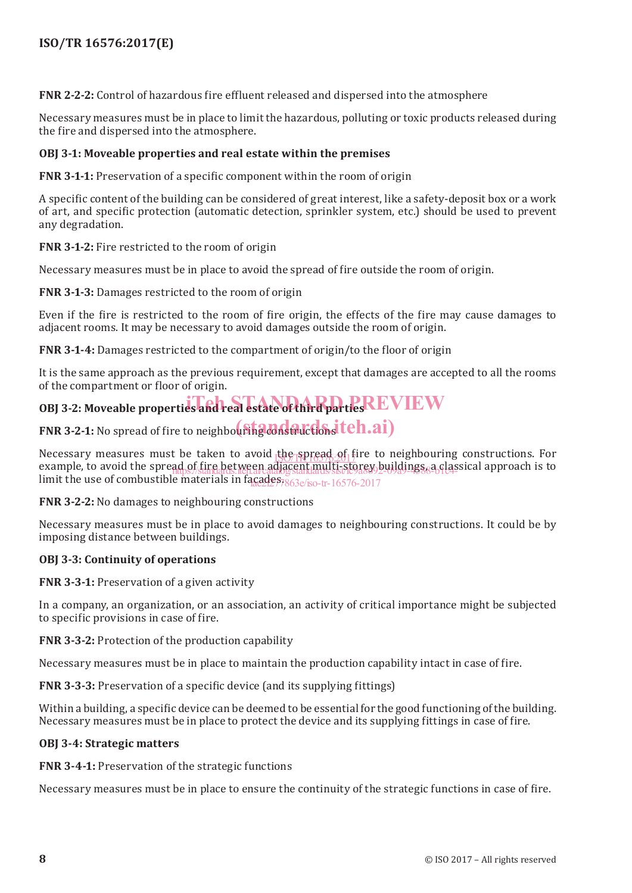**FNR 2-2-2:** Control of hazardous fire effluent released and dispersed into the atmosphere

Necessary measures must be in place to limit the hazardous, polluting or toxic products released during the fire and dispersed into the atmosphere.

**OBJ 3-1: Moveable properties and real estate within the premises**

**FNR 3-1-1:** Preservation of a specific component within the room of origin

A specific content of the building can be considered of great interest, like a safety-deposit box or a work of art, and specific protection (automatic detection, sprinkler system, etc.) should be used to prevent any degradation.

**FNR 3-1-2:** Fire restricted to the room of origin

Necessary measures must be in place to avoid the spread of fire outside the room of origin.

**FNR 3-1-3:** Damages restricted to the room of origin

Even if the fire is restricted to the room of fire origin, the effects of the fire may cause damages to adjacent rooms. It may be necessary to avoid damages outside the room of origin.

**FNR 3-1-4:** Damages restricted to the compartment of origin/to the floor of origin

It is the same approach as the previous requirement, except that damages are accepted to all the rooms of the compartment or floor of origin.

**OBJ 3-2: Moveable properties and real estate of third parties**

**FNR 3-2-1:** No spread of fire to neighbouring constructions

Necessary measures must be taken to avoid the spread of fire to neighbouring constructions. For example, to avoid the spread of fire between adjacent multi-storey buildings, a classical approach is to limit the use of combustible materials in facades.

**FNR 3-2-2:** No damages to neighbouring constructions

Necessary measures must be in place to avoid damages to neighbouring constructions. It could be by imposing distance between buildings.

**OBJ 3-3: Continuity of operations**

**FNR 3-3-1:** Preservation of a given activity

In a company, an organization, or an association, an activity of critical importance might be subjected to specific provisions in case of fire.

**FNR 3-3-2:** Protection of the production capability

Necessary measures must be in place to maintain the production capability intact in case of fire.

**FNR 3-3-3:** Preservation of a specific device (and its supplying fittings)

Within a building, a specific device can be deemed to be essential for the good functioning of the building. Necessary measures must be in place to protect the device and its supplying fittings in case of fire.

**OBJ 3-4: Strategic matters**

**FNR 3-4-1:** Preservation of the strategic functions

Necessary measures must be in place to ensure the continuity of the strategic functions in case of fire.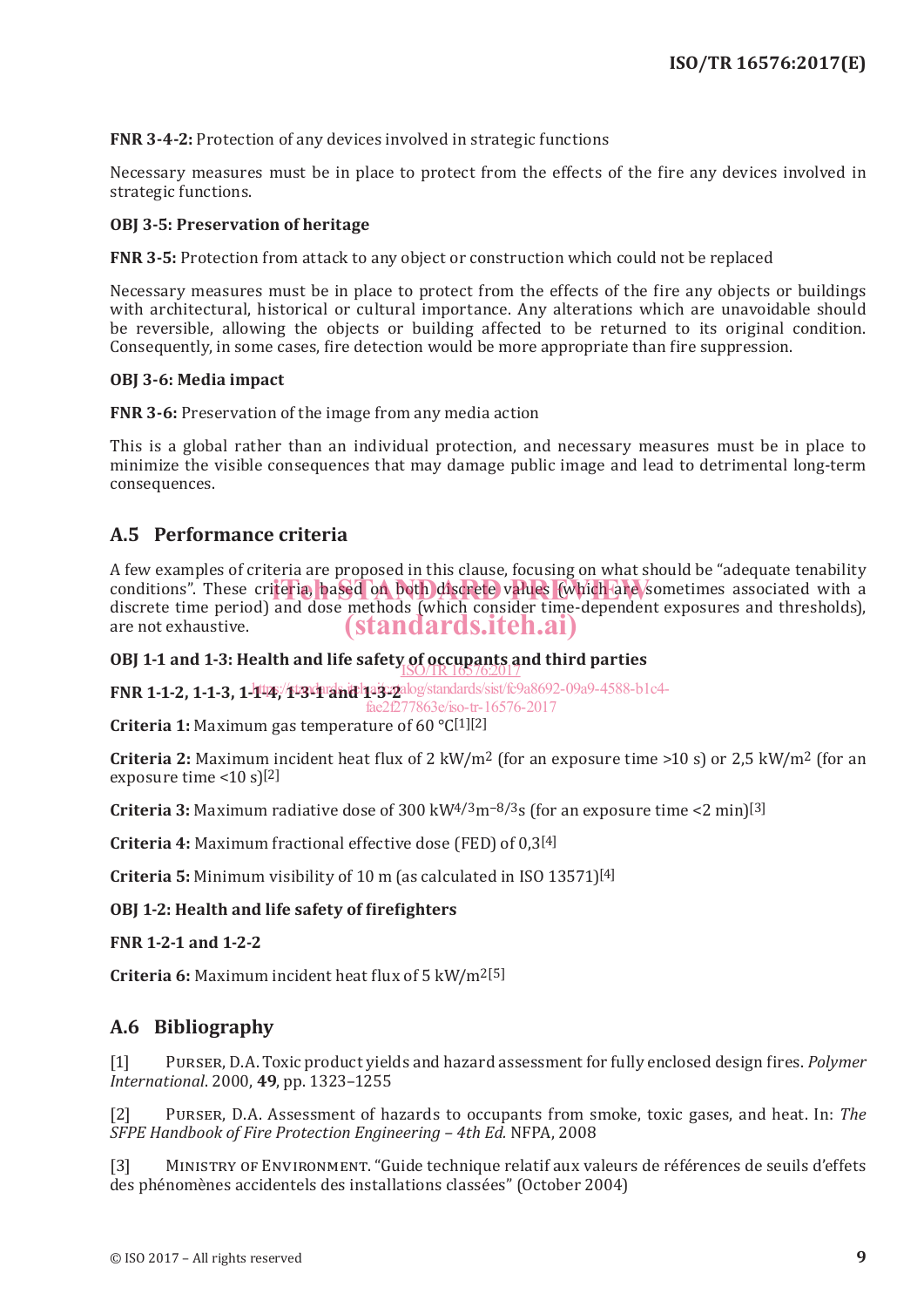**FNR 3-4-2:** Protection of any devices involved in strategic functions

Necessary measures must be in place to protect from the effects of the fire any devices involved in strategic functions.

**OBJ 3-5: Preservation of heritage**

**FNR 3-5:** Protection from attack to any object or construction which could not be replaced

Necessary measures must be in place to protect from the effects of the fire any objects or buildings with architectural, historical or cultural importance. Any alterations which are unavoidable should be reversible, allowing the objects or building affected to be returned to its original condition. Consequently, in some cases, fire detection would be more appropriate than fire suppression.

**OBJ 3-6: Media impact**

**FNR 3-6:** Preservation of the image from any media action

This is a global rather than an individual protection, and necessary measures must be in place to minimize the visible consequences that may damage public image and lead to detrimental long-term consequences.

## A.5 Performance criteria

A few examples of criteria are proposed in this clause, focusing on what should be "adequate tenability conditions". These criteria, based on both discrete values (which are sometimes associated with a discrete time period) and dose methods (which consider time-dependent exposures and thresholds), are not exhaustive.

**OBJ 1-1 and 1-3: Health and life safety of occupants and third parties**

**FNR 1-1-2, 1-1-3, 1-1-4, 1-3-1 and 1-3-2**

**Criteria 1:** Maximum gas temperature of 60 °C[1][2]

**Criteria 2:** Maximum incident heat flux of 2 kW/m$^2$ (for an exposure time >10 s) or 2,5 kW/m$^2$ (for an exposure time <10 s)[2]

**Criteria 3:** Maximum radiative dose of 300 kW$^{4/3}$m$^{-8/3}$s (for an exposure time <2 min)[3]

**Criteria 4:** Maximum fractional effective dose (FED) of 0,3[4]

**Criteria 5:** Minimum visibility of 10 m (as calculated in ISO 13571)[4]

**OBJ 1-2: Health and life safety of firefighters**

**FNR 1-2-1 and 1-2-2**

**Criteria 6:** Maximum incident heat flux of 5 kW/m$^2$[5]

## A.6 Bibliography

[1] Purser, D.A. Toxic product yields and hazard assessment for fully enclosed design fires. *Polymer International*. 2000, **49**, pp. 1323–1255

[2] Purser, D.A. Assessment of hazards to occupants from smoke, toxic gases, and heat. In: *The SFPE Handbook of Fire Protection Engineering – 4th Ed.* NFPA, 2008

[3] Ministry of Environment. "Guide technique relatif aux valeurs de références de seuils d'effets des phénomènes accidentels des installations classées" (October 2004)